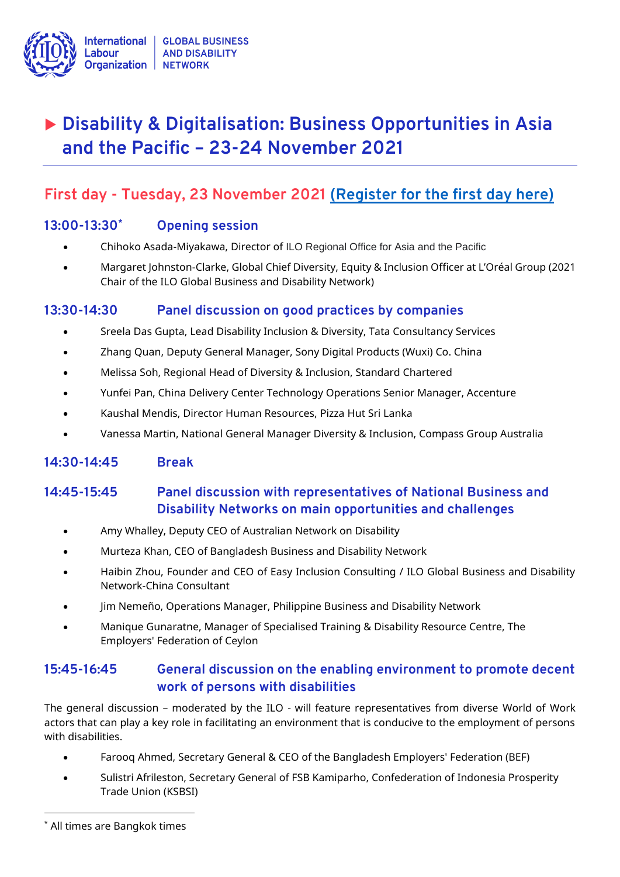International Labour Organization | GLOBAL BUSINESS AND DISABILITY NETWORK

# ▶ Disability & Digitalisation: Business Opportunities in Asia and the Pacific – 23-24 November 2021

## First day - Tuesday, 23 November 2021 (Register for the first day here)

### 13:00-13:30* Opening session

- Chihoko Asada-Miyakawa, Director of ILO Regional Office for Asia and the Pacific
- Margaret Johnston-Clarke, Global Chief Diversity, Equity & Inclusion Officer at L'Oréal Group (2021 Chair of the ILO Global Business and Disability Network)

### 13:30-14:30 Panel discussion on good practices by companies

- Sreela Das Gupta, Lead Disability Inclusion & Diversity, Tata Consultancy Services
- Zhang Quan, Deputy General Manager, Sony Digital Products (Wuxi) Co. China
- Melissa Soh, Regional Head of Diversity & Inclusion, Standard Chartered
- Yunfei Pan, China Delivery Center Technology Operations Senior Manager, Accenture
- Kaushal Mendis, Director Human Resources, Pizza Hut Sri Lanka
- Vanessa Martin, National General Manager Diversity & Inclusion, Compass Group Australia

### 14:30-14:45 Break

### 14:45-15:45 Panel discussion with representatives of National Business and Disability Networks on main opportunities and challenges

- Amy Whalley, Deputy CEO of Australian Network on Disability
- Murteza Khan, CEO of Bangladesh Business and Disability Network
- Haibin Zhou, Founder and CEO of Easy Inclusion Consulting / ILO Global Business and Disability Network-China Consultant
- Jim Nemeño, Operations Manager, Philippine Business and Disability Network
- Manique Gunaratne, Manager of Specialised Training & Disability Resource Centre, The Employers' Federation of Ceylon

### 15:45-16:45 General discussion on the enabling environment to promote decent work of persons with disabilities

The general discussion – moderated by the ILO - will feature representatives from diverse World of Work actors that can play a key role in facilitating an environment that is conducive to the employment of persons with disabilities.

- Farooq Ahmed, Secretary General & CEO of the Bangladesh Employers' Federation (BEF)
- Sulistri Afrileston, Secretary General of FSB Kamiparho, Confederation of Indonesia Prosperity Trade Union (KSBSI)

---

* All times are Bangkok times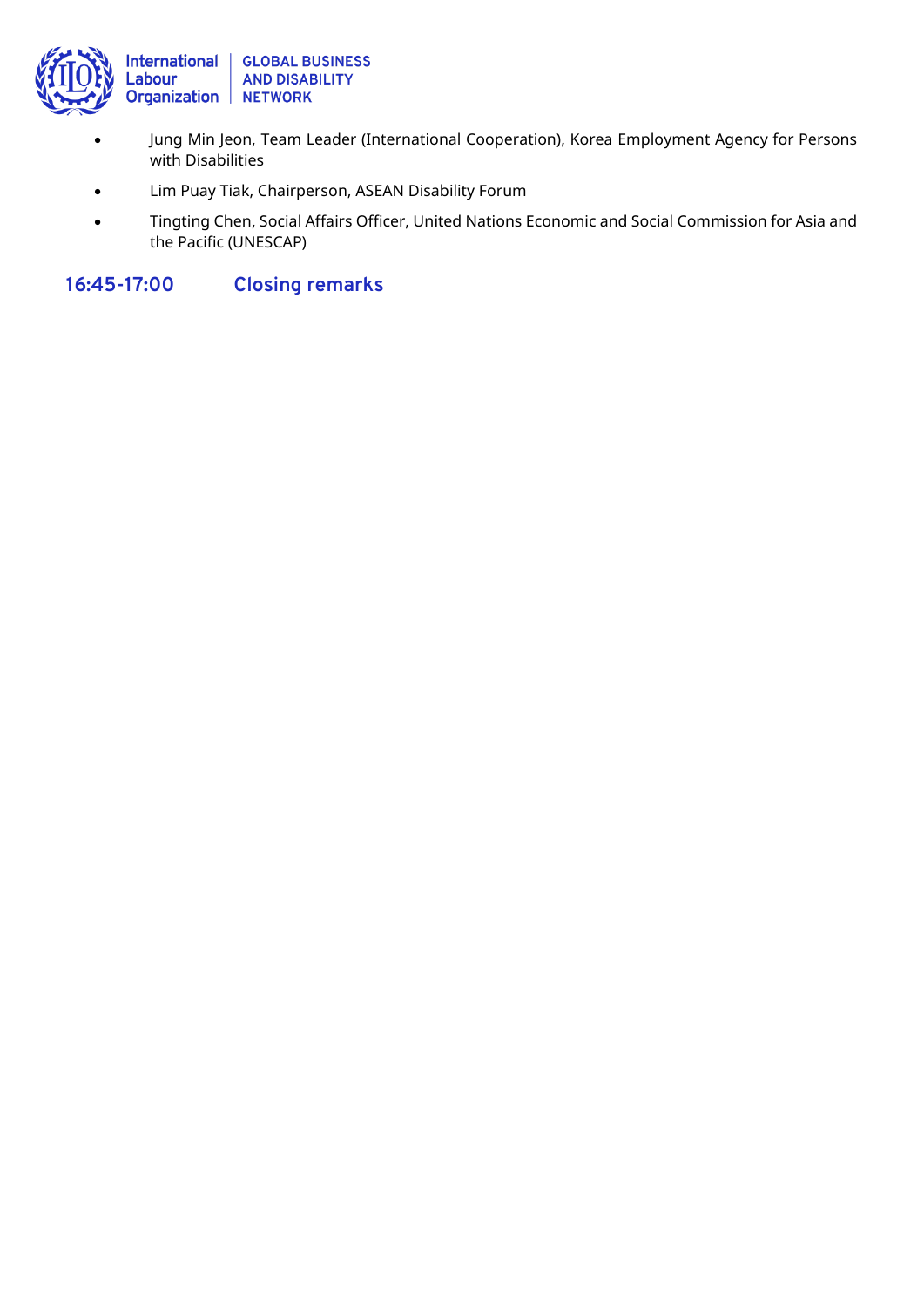- Jung Min Jeon, Team Leader (International Cooperation), Korea Employment Agency for Persons with Disabilities
- Lim Puay Tiak, Chairperson, ASEAN Disability Forum
- Tingting Chen, Social Affairs Officer, United Nations Economic and Social Commission for Asia and the Pacific (UNESCAP)

## 16:45-17:00 Closing remarks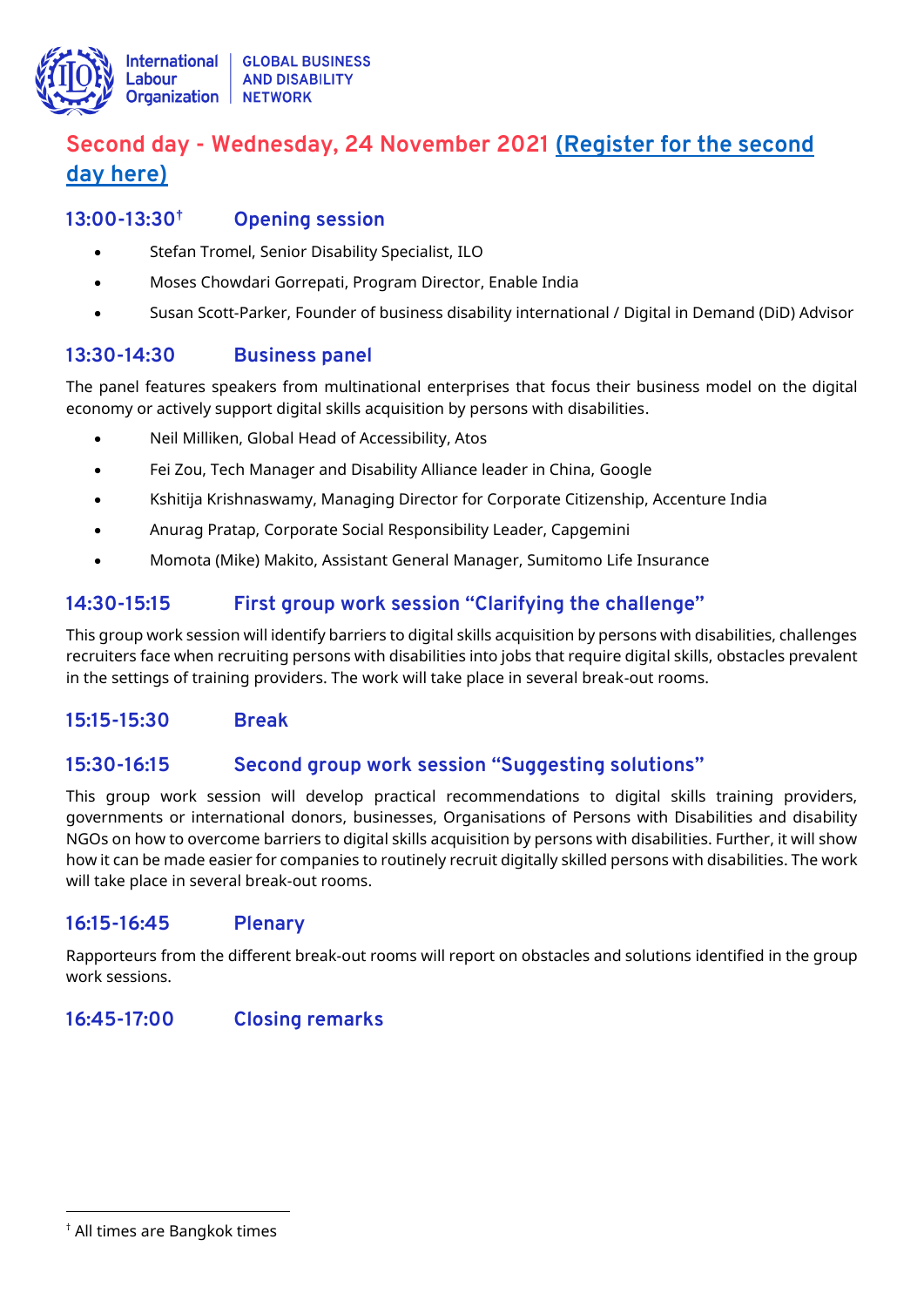## Second day - Wednesday, 24 November 2021 [(Register for the second day here)]

### 13:00-13:30[†] Opening session

- Stefan Tromel, Senior Disability Specialist, ILO
- Moses Chowdari Gorrepati, Program Director, Enable India
- Susan Scott-Parker, Founder of business disability international / Digital in Demand (DiD) Advisor

### 13:30-14:30 Business panel

The panel features speakers from multinational enterprises that focus their business model on the digital economy or actively support digital skills acquisition by persons with disabilities.

- Neil Milliken, Global Head of Accessibility, Atos
- Fei Zou, Tech Manager and Disability Alliance leader in China, Google
- Kshitija Krishnaswamy, Managing Director for Corporate Citizenship, Accenture India
- Anurag Pratap, Corporate Social Responsibility Leader, Capgemini
- Momota (Mike) Makito, Assistant General Manager, Sumitomo Life Insurance

### 14:30-15:15 First group work session “Clarifying the challenge”

This group work session will identify barriers to digital skills acquisition by persons with disabilities, challenges recruiters face when recruiting persons with disabilities into jobs that require digital skills, obstacles prevalent in the settings of training providers. The work will take place in several break-out rooms.

### 15:15-15:30 Break

### 15:30-16:15 Second group work session “Suggesting solutions”

This group work session will develop practical recommendations to digital skills training providers, governments or international donors, businesses, Organisations of Persons with Disabilities and disability NGOs on how to overcome barriers to digital skills acquisition by persons with disabilities. Further, it will show how it can be made easier for companies to routinely recruit digitally skilled persons with disabilities. The work will take place in several break-out rooms.

### 16:15-16:45 Plenary

Rapporteurs from the different break-out rooms will report on obstacles and solutions identified in the group work sessions.

### 16:45-17:00 Closing remarks

---

[†] All times are Bangkok times